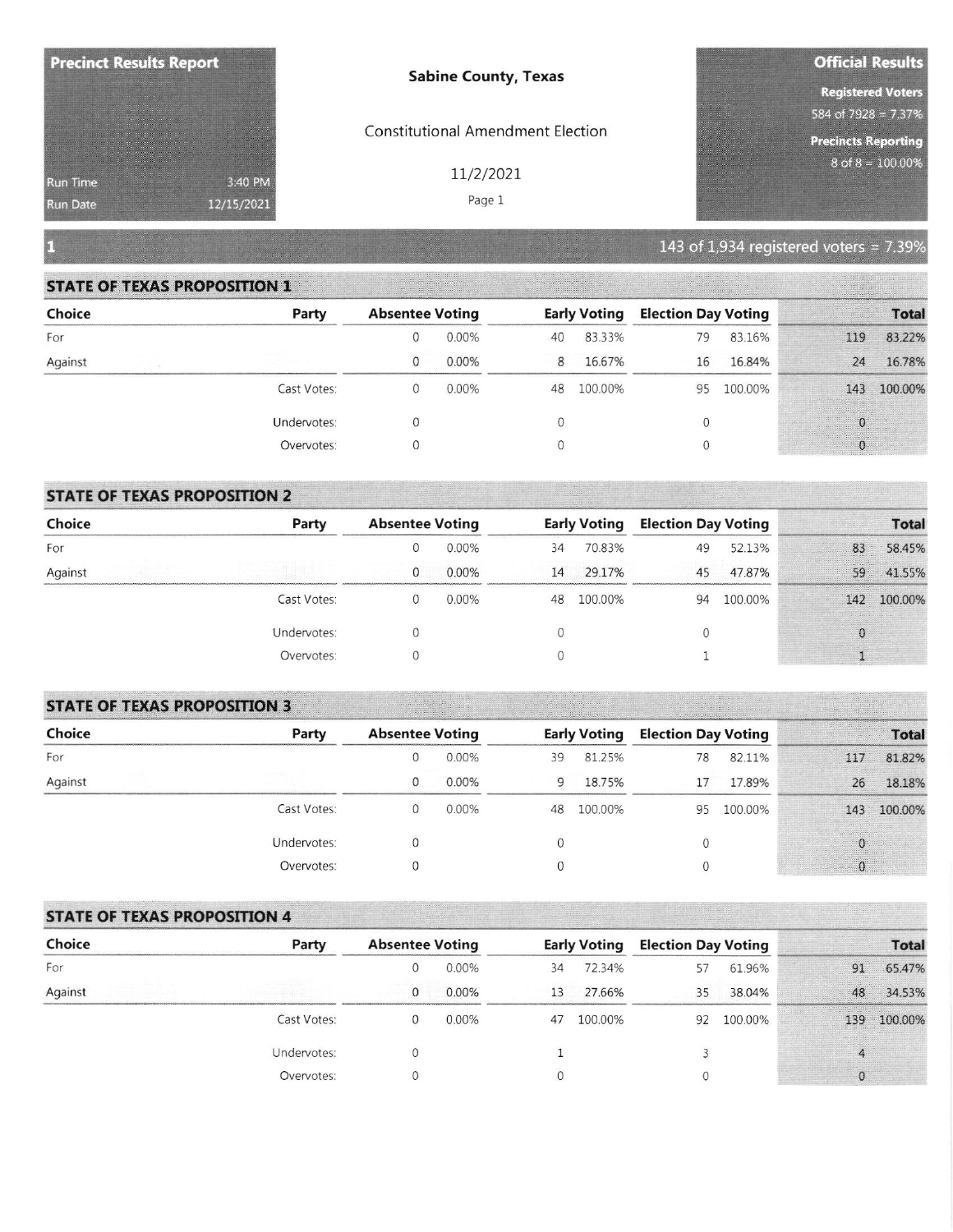**Precinct Results Report**

Run Time 3:40 PM
Run Date 12/15/2021

**Sabine County, Texas**

Constitutional Amendment Election

11/2/2021

**Official Results**

**Registered Voters**
584 of 7928 = 7.37%

**Precincts Reporting**
8 of 8 = 100.00%

## 1

143 of 1,934 registered voters = 7.39%

### STATE OF TEXAS PROPOSITION 1

| Choice | Party | Absentee Voting | | Early Voting | | Election Day Voting | | Total | |
|---|---|---|---|---|---|---|---|---|---|
| For | | 0 | 0.00% | 40 | 83.33% | 79 | 83.16% | 119 | 83.22% |
| Against | | 0 | 0.00% | 8 | 16.67% | 16 | 16.84% | 24 | 16.78% |
| | Cast Votes: | 0 | 0.00% | 48 | 100.00% | 95 | 100.00% | 143 | 100.00% |
| | Undervotes: | 0 | | 0 | | 0 | | 0 | |
| | Overvotes: | 0 | | 0 | | 0 | | 0 | |

### STATE OF TEXAS PROPOSITION 2

| Choice | Party | Absentee Voting | | Early Voting | | Election Day Voting | | Total | |
|---|---|---|---|---|---|---|---|---|---|
| For | | 0 | 0.00% | 34 | 70.83% | 49 | 52.13% | 83 | 58.45% |
| Against | | 0 | 0.00% | 14 | 29.17% | 45 | 47.87% | 59 | 41.55% |
| | Cast Votes: | 0 | 0.00% | 48 | 100.00% | 94 | 100.00% | 142 | 100.00% |
| | Undervotes: | 0 | | 0 | | 0 | | 0 | |
| | Overvotes: | 0 | | 0 | | 1 | | 1 | |

### STATE OF TEXAS PROPOSITION 3

| Choice | Party | Absentee Voting | | Early Voting | | Election Day Voting | | Total | |
|---|---|---|---|---|---|---|---|---|---|
| For | | 0 | 0.00% | 39 | 81.25% | 78 | 82.11% | 117 | 81.82% |
| Against | | 0 | 0.00% | 9 | 18.75% | 17 | 17.89% | 26 | 18.18% |
| | Cast Votes: | 0 | 0.00% | 48 | 100.00% | 95 | 100.00% | 143 | 100.00% |
| | Undervotes: | 0 | | 0 | | 0 | | 0 | |
| | Overvotes: | 0 | | 0 | | 0 | | 0 | |

### STATE OF TEXAS PROPOSITION 4

| Choice | Party | Absentee Voting | | Early Voting | | Election Day Voting | | Total | |
|---|---|---|---|---|---|---|---|---|---|
| For | | 0 | 0.00% | 34 | 72.34% | 57 | 61.96% | 91 | 65.47% |
| Against | | 0 | 0.00% | 13 | 27.66% | 35 | 38.04% | 48 | 34.53% |
| | Cast Votes: | 0 | 0.00% | 47 | 100.00% | 92 | 100.00% | 139 | 100.00% |
| | Undervotes: | 0 | | 1 | | 3 | | 4 | |
| | Overvotes: | 0 | | 0 | | 0 | | 0 | |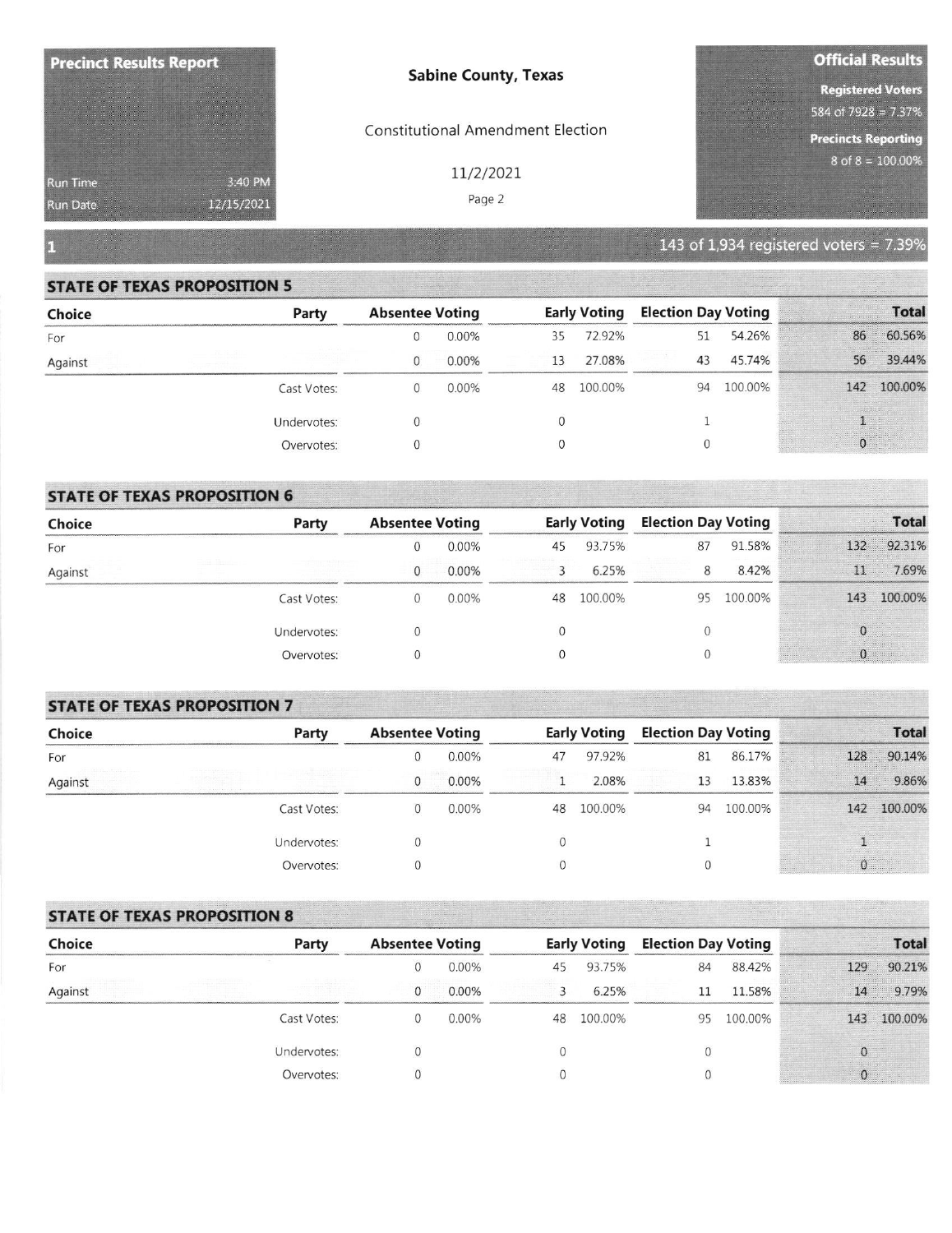**Precinct Results Report**

Run Time 3:40 PM
Run Date 12/15/2021

**Sabine County, Texas**

Constitutional Amendment Election

11/2/2021

Page 2

**Official Results**

**Registered Voters**
584 of 7928 = 7.37%

**Precincts Reporting**
8 of 8 = 100.00%

## 1

143 of 1,934 registered voters = 7.39%

### STATE OF TEXAS PROPOSITION 5

| Choice | Party | Absentee Voting | | Early Voting | | Election Day Voting | | Total | |
|---|---|---|---|---|---|---|---|---|---|
| For | | 0 | 0.00% | 35 | 72.92% | 51 | 54.26% | 86 | 60.56% |
| Against | | 0 | 0.00% | 13 | 27.08% | 43 | 45.74% | 56 | 39.44% |
| | Cast Votes: | 0 | 0.00% | 48 | 100.00% | 94 | 100.00% | 142 | 100.00% |
| | Undervotes: | 0 | | 0 | | 1 | | 1 | |
| | Overvotes: | 0 | | 0 | | 0 | | 0 | |

### STATE OF TEXAS PROPOSITION 6

| Choice | Party | Absentee Voting | | Early Voting | | Election Day Voting | | Total | |
|---|---|---|---|---|---|---|---|---|---|
| For | | 0 | 0.00% | 45 | 93.75% | 87 | 91.58% | 132 | 92.31% |
| Against | | 0 | 0.00% | 3 | 6.25% | 8 | 8.42% | 11 | 7.69% |
| | Cast Votes: | 0 | 0.00% | 48 | 100.00% | 95 | 100.00% | 143 | 100.00% |
| | Undervotes: | 0 | | 0 | | 0 | | 0 | |
| | Overvotes: | 0 | | 0 | | 0 | | 0 | |

### STATE OF TEXAS PROPOSITION 7

| Choice | Party | Absentee Voting | | Early Voting | | Election Day Voting | | Total | |
|---|---|---|---|---|---|---|---|---|---|
| For | | 0 | 0.00% | 47 | 97.92% | 81 | 86.17% | 128 | 90.14% |
| Against | | 0 | 0.00% | 1 | 2.08% | 13 | 13.83% | 14 | 9.86% |
| | Cast Votes: | 0 | 0.00% | 48 | 100.00% | 94 | 100.00% | 142 | 100.00% |
| | Undervotes: | 0 | | 0 | | 1 | | 1 | |
| | Overvotes: | 0 | | 0 | | 0 | | 0 | |

### STATE OF TEXAS PROPOSITION 8

| Choice | Party | Absentee Voting | | Early Voting | | Election Day Voting | | Total | |
|---|---|---|---|---|---|---|---|---|---|
| For | | 0 | 0.00% | 45 | 93.75% | 84 | 88.42% | 129 | 90.21% |
| Against | | 0 | 0.00% | 3 | 6.25% | 11 | 11.58% | 14 | 9.79% |
| | Cast Votes: | 0 | 0.00% | 48 | 100.00% | 95 | 100.00% | 143 | 100.00% |
| | Undervotes: | 0 | | 0 | | 0 | | 0 | |
| | Overvotes: | 0 | | 0 | | 0 | | 0 | |